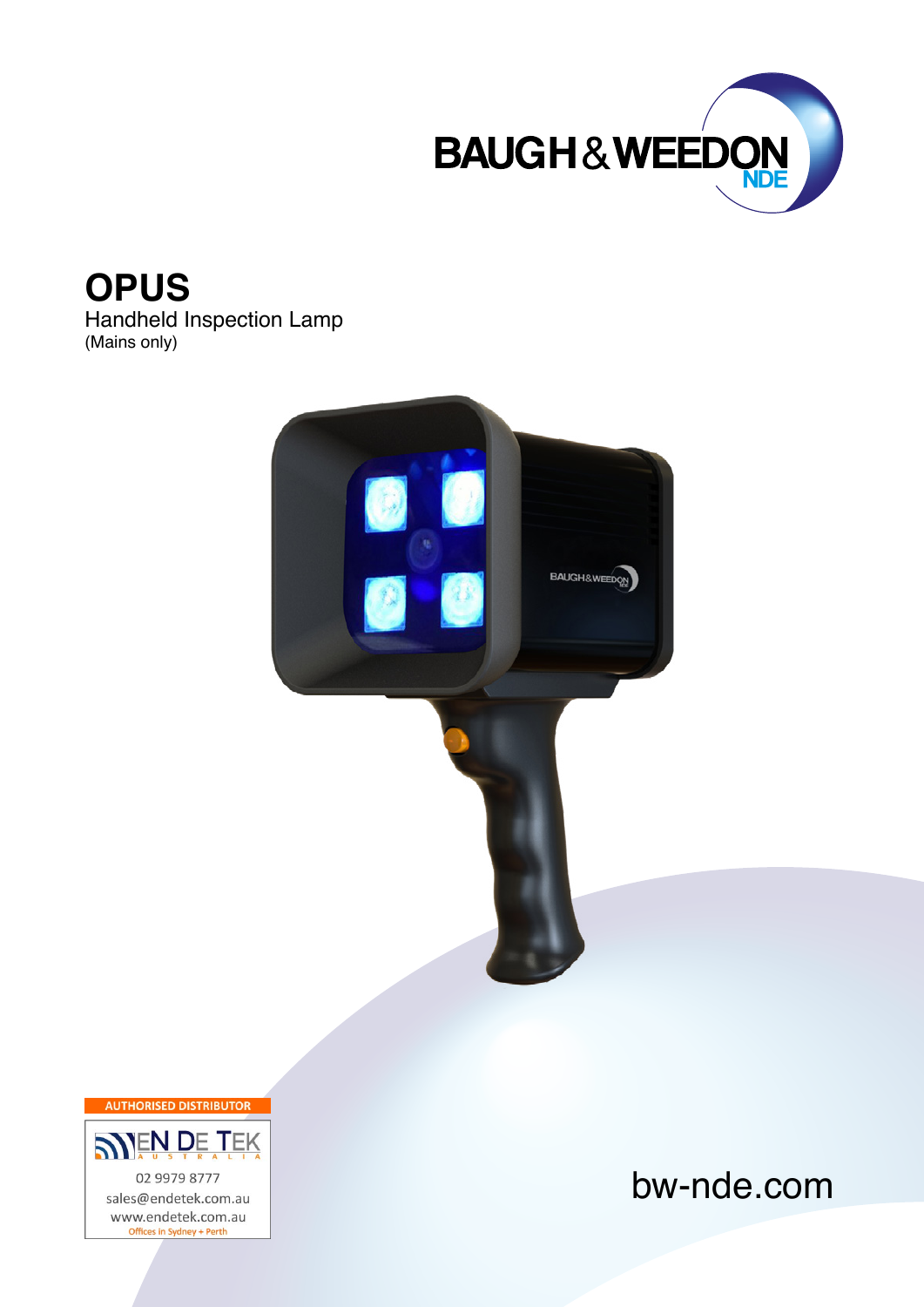BAUGH & WEEDON NDE

# OPUS

Handheld Inspection Lamp
(Mains only)

AUTHORISED DISTRIBUTOR

EN DE TEK AUSTRALIA

02 9979 8777
sales@endetek.com.au
www.endetek.com.au
Offices in Sydney + Perth

bw-nde.com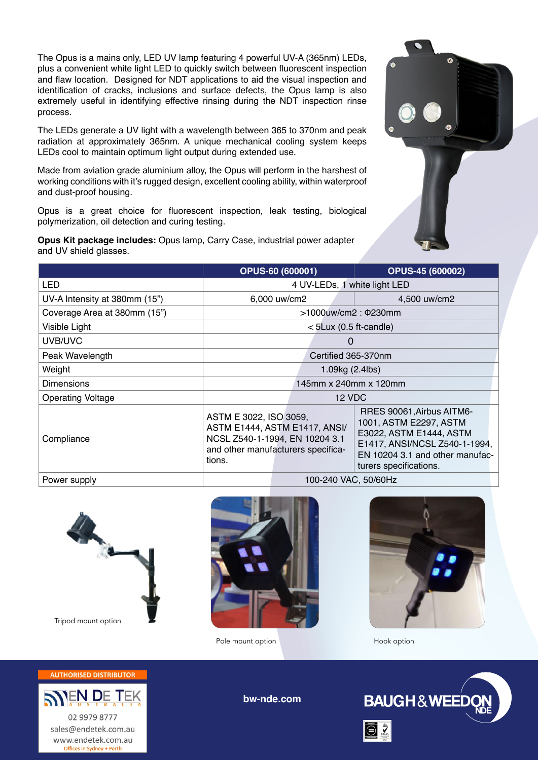The Opus is a mains only, LED UV lamp featuring 4 powerful UV-A (365nm) LEDs, plus a convenient white light LED to quickly switch between fluorescent inspection and flaw location. Designed for NDT applications to aid the visual inspection and identification of cracks, inclusions and surface defects, the Opus lamp is also extremely useful in identifying effective rinsing during the NDT inspection rinse process.

The LEDs generate a UV light with a wavelength between 365 to 370nm and peak radiation at approximately 365nm. A unique mechanical cooling system keeps LEDs cool to maintain optimum light output during extended use.

Made from aviation grade aluminium alloy, the Opus will perform in the harshest of working conditions with it's rugged design, excellent cooling ability, within waterproof and dust-proof housing.

Opus is a great choice for fluorescent inspection, leak testing, biological polymerization, oil detection and curing testing.

**Opus Kit package includes:** Opus lamp, Carry Case, industrial power adapter and UV shield glasses.

| | OPUS-60 (600001) | OPUS-45 (600002) |
|---|---|---|
| LED | 4 UV-LEDs, 1 white light LED | |
| UV-A Intensity at 380mm (15") | 6,000 uw/cm2 | 4,500 uw/cm2 |
| Coverage Area at 380mm (15") | >1000uw/cm2 : Φ230mm | |
| Visible Light | < 5Lux (0.5 ft-candle) | |
| UVB/UVC | 0 | |
| Peak Wavelength | Certified 365-370nm | |
| Weight | 1.09kg (2.4lbs) | |
| Dimensions | 145mm x 240mm x 120mm | |
| Operating Voltage | 12 VDC | |
| Compliance | ASTM E 3022, ISO 3059, ASTM E1444, ASTM E1417, ANSI/NCSL Z540-1-1994, EN 10204 3.1 and other manufacturers specifications. | RRES 90061,Airbus AITM6-1001, ASTM E2297, ASTM E3022, ASTM E1444, ASTM E1417, ANSI/NCSL Z540-1-1994, EN 10204 3.1 and other manufacturers specifications. |
| Power supply | 100-240 VAC, 50/60Hz | |

Tripod mount option

Pole mount option

Hook option

AUTHORISED DISTRIBUTOR

EN DE TEK AUSTRALIA

02 9979 8777

sales@endetek.com.au

www.endetek.com.au

Offices in Sydney + Perth

bw-nde.com

BAUGH & WEEDON NDE